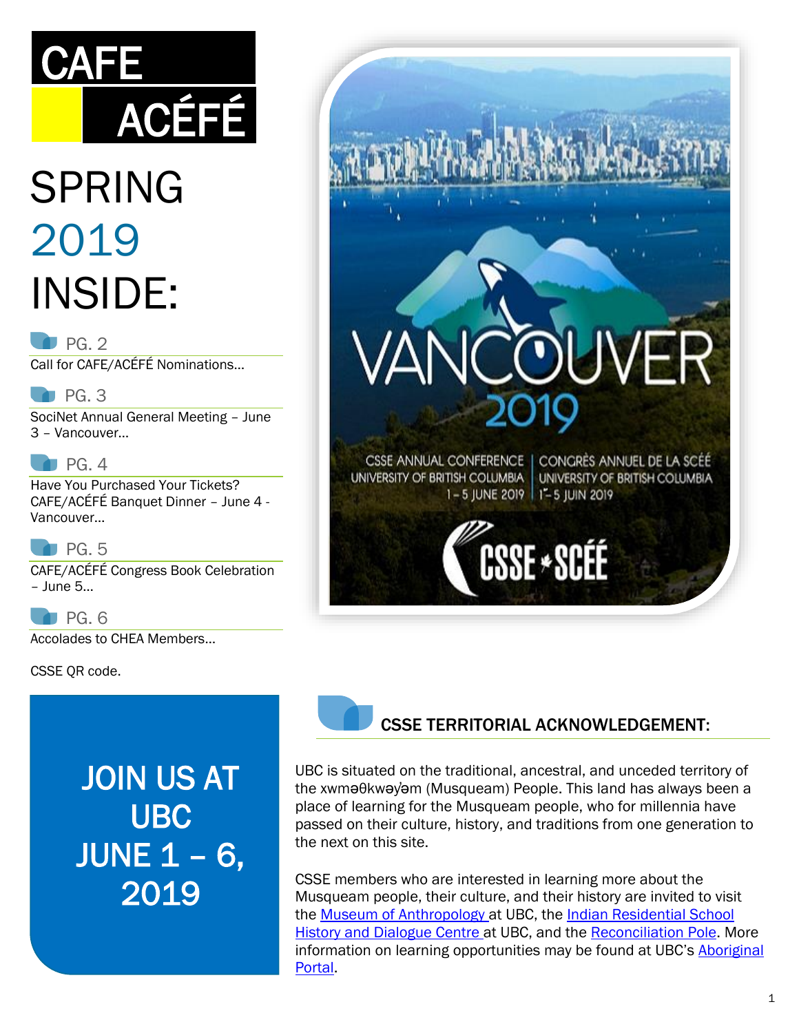# CAFE ACÉFÉ

# SPRING 2019

## INSIDE:

PG. 2
Call for CAFE/ACÉFÉ Nominations…

PG. 3
SociNet Annual General Meeting – June 3 – Vancouver…

PG. 4
Have You Purchased Your Tickets? CAFE/ACÉFÉ Banquet Dinner – June 4 - Vancouver…

PG. 5
CAFE/ACÉFÉ Congress Book Celebration – June 5…

PG. 6
Accolades to CHEA Members…

CSSE QR code.

VANCOUVER 2019

CSSE ANNUAL CONFERENCE
UNIVERSITY OF BRITISH COLUMBIA
1 – 5 JUNE 2019

CONGRÈS ANNUEL DE LA SCÉÉ
UNIVERSITY OF BRITISH COLUMBIA
1er – 5 JUIN 2019

CSSE • SCÉÉ

## JOIN US AT UBC JUNE 1 – 6, 2019

## CSSE TERRITORIAL ACKNOWLEDGEMENT:

UBC is situated on the traditional, ancestral, and unceded territory of the xwməθkwəy̓əm (Musqueam) People. This land has always been a place of learning for the Musqueam people, who for millennia have passed on their culture, history, and traditions from one generation to the next on this site.

CSSE members who are interested in learning more about the Musqueam people, their culture, and their history are invited to visit the Museum of Anthropology at UBC, the Indian Residential School History and Dialogue Centre at UBC, and the Reconciliation Pole. More information on learning opportunities may be found at UBC's Aboriginal Portal.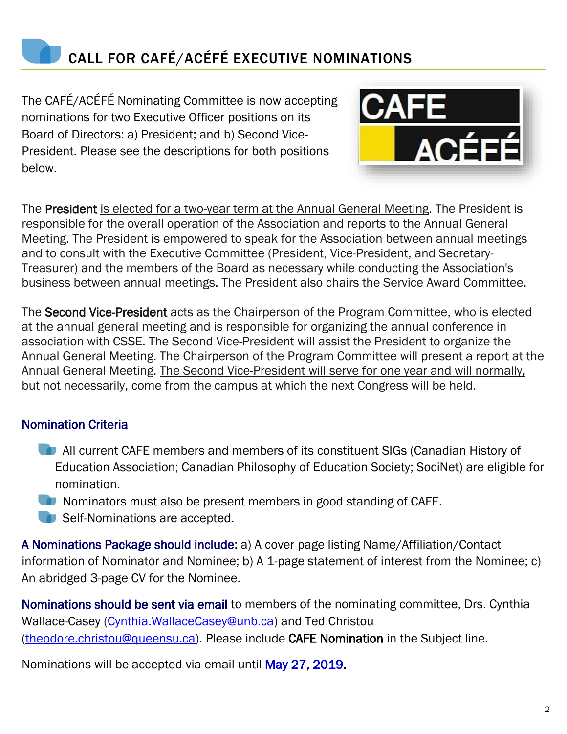## CALL FOR CAFÉ/ACÉFÉ EXECUTIVE NOMINATIONS

The CAFÉ/ACÉFÉ Nominating Committee is now accepting nominations for two Executive Officer positions on its Board of Directors: a) President; and b) Second Vice-President. Please see the descriptions for both positions below.

The **President** is elected for a two-year term at the Annual General Meeting. The President is responsible for the overall operation of the Association and reports to the Annual General Meeting. The President is empowered to speak for the Association between annual meetings and to consult with the Executive Committee (President, Vice-President, and Secretary-Treasurer) and the members of the Board as necessary while conducting the Association's business between annual meetings. The President also chairs the Service Award Committee.

The **Second Vice-President** acts as the Chairperson of the Program Committee, who is elected at the annual general meeting and is responsible for organizing the annual conference in association with CSSE. The Second Vice-President will assist the President to organize the Annual General Meeting. The Chairperson of the Program Committee will present a report at the Annual General Meeting. The Second Vice-President will serve for one year and will normally, but not necessarily, come from the campus at which the next Congress will be held.

### Nomination Criteria

- All current CAFE members and members of its constituent SIGs (Canadian History of Education Association; Canadian Philosophy of Education Society; SociNet) are eligible for nomination.
- Nominators must also be present members in good standing of CAFE.
- Self-Nominations are accepted.

**A Nominations Package should include**: a) A cover page listing Name/Affiliation/Contact information of Nominator and Nominee; b) A 1-page statement of interest from the Nominee; c) An abridged 3-page CV for the Nominee.

**Nominations should be sent via email** to members of the nominating committee, Drs. Cynthia Wallace-Casey (Cynthia.WallaceCasey@unb.ca) and Ted Christou (theodore.christou@queensu.ca). Please include **CAFE Nomination** in the Subject line.

Nominations will be accepted via email until **May 27, 2019.**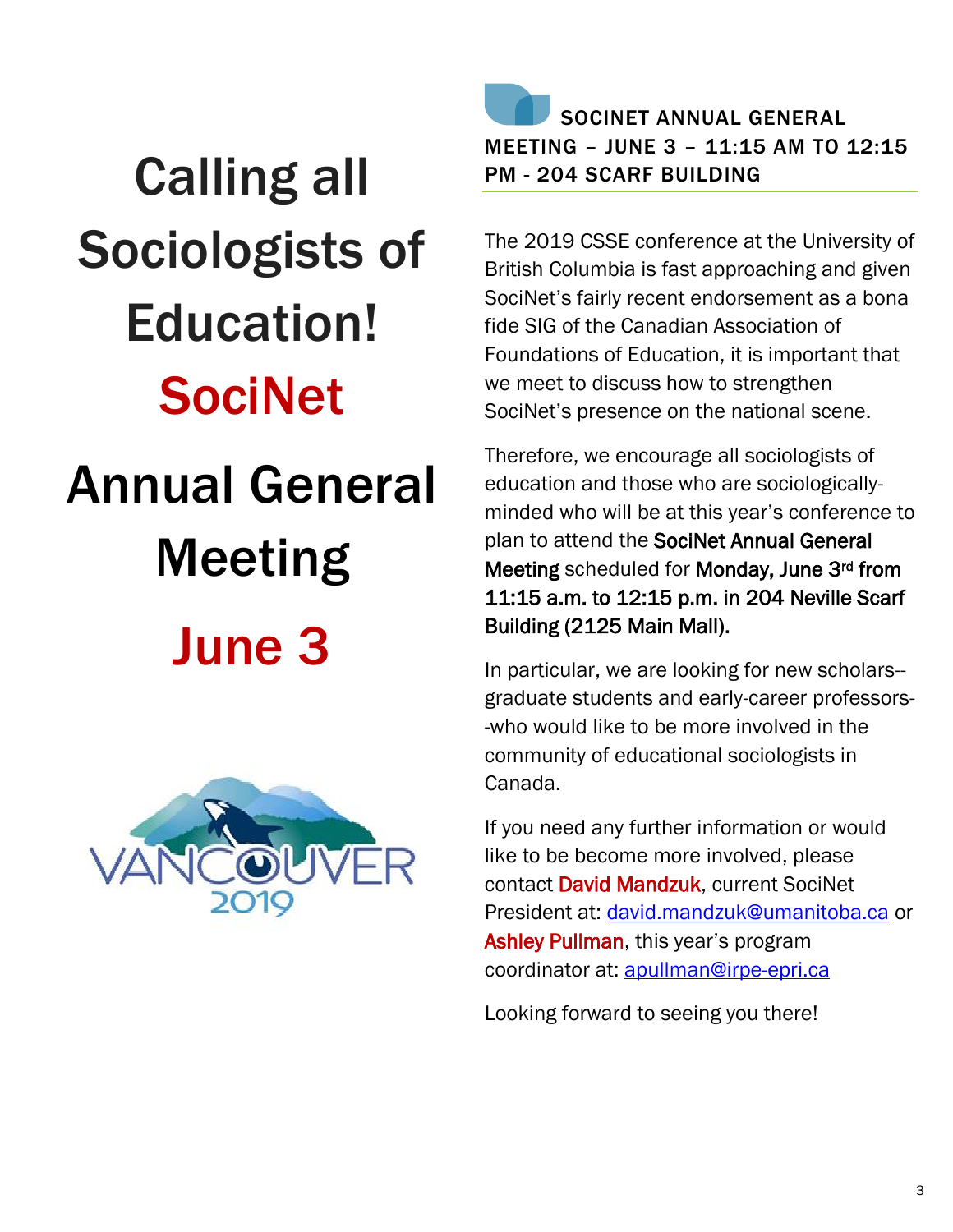# Calling all Sociologists of Education!

# SociNet

# Annual General Meeting

# June 3

VANCOUVER 2019

## SOCINET ANNUAL GENERAL MEETING – JUNE 3 – 11:15 AM TO 12:15 PM - 204 SCARF BUILDING

The 2019 CSSE conference at the University of British Columbia is fast approaching and given SociNet's fairly recent endorsement as a bona fide SIG of the Canadian Association of Foundations of Education, it is important that we meet to discuss how to strengthen SociNet's presence on the national scene.

Therefore, we encourage all sociologists of education and those who are sociologically-minded who will be at this year's conference to plan to attend the **SociNet Annual General Meeting** scheduled for **Monday, June 3rd from 11:15 a.m. to 12:15 p.m. in 204 Neville Scarf Building (2125 Main Mall).**

In particular, we are looking for new scholars--graduate students and early-career professors--who would like to be more involved in the community of educational sociologists in Canada.

If you need any further information or would like to be become more involved, please contact David Mandzuk, current SociNet President at: david.mandzuk@umanitoba.ca or Ashley Pullman, this year's program coordinator at: apullman@irpe-epri.ca

Looking forward to seeing you there!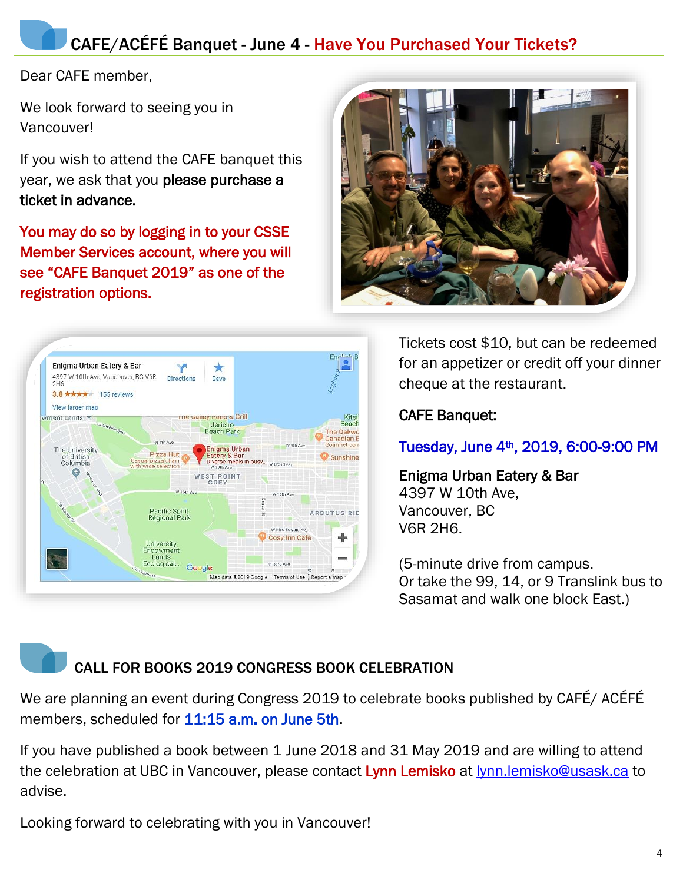## CAFE/ACÉFÉ Banquet - June 4 - Have You Purchased Your Tickets?

Dear CAFE member,

We look forward to seeing you in Vancouver!

If you wish to attend the CAFE banquet this year, we ask that you **please purchase a ticket in advance.**

You may do so by logging in to your CSSE Member Services account, where you will see “CAFE Banquet 2019” as one of the registration options.

Tickets cost $10, but can be redeemed for an appetizer or credit off your dinner cheque at the restaurant.

CAFE Banquet:

Tuesday, June 4th, 2019, 6:00-9:00 PM

Enigma Urban Eatery & Bar
4397 W 10th Ave,
Vancouver, BC
V6R 2H6.

(5-minute drive from campus.
Or take the 99, 14, or 9 Translink bus to Sasamat and walk one block East.)

## CALL FOR BOOKS 2019 CONGRESS BOOK CELEBRATION

We are planning an event during Congress 2019 to celebrate books published by CAFÉ/ ACÉFÉ members, scheduled for 11:15 a.m. on June 5th.

If you have published a book between 1 June 2018 and 31 May 2019 and are willing to attend the celebration at UBC in Vancouver, please contact Lynn Lemisko at lynn.lemisko@usask.ca to advise.

Looking forward to celebrating with you in Vancouver!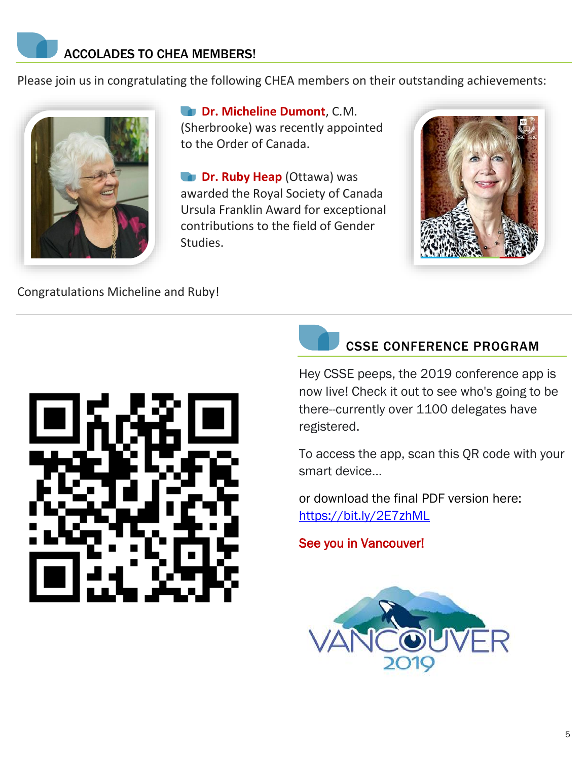## ACCOLADES TO CHEA MEMBERS!

Please join us in congratulating the following CHEA members on their outstanding achievements:

- **Dr. Micheline Dumont**, C.M. (Sherbrooke) was recently appointed to the Order of Canada.

- **Dr. Ruby Heap** (Ottawa) was awarded the Royal Society of Canada Ursula Franklin Award for exceptional contributions to the field of Gender Studies.

Congratulations Micheline and Ruby!

## CSSE CONFERENCE PROGRAM

Hey CSSE peeps, the 2019 conference app is now live! Check it out to see who's going to be there--currently over 1100 delegates have registered.

To access the app, scan this QR code with your smart device...

or download the final PDF version here: https://bit.ly/2E7zhML

See you in Vancouver!

VANCOUVER 2019